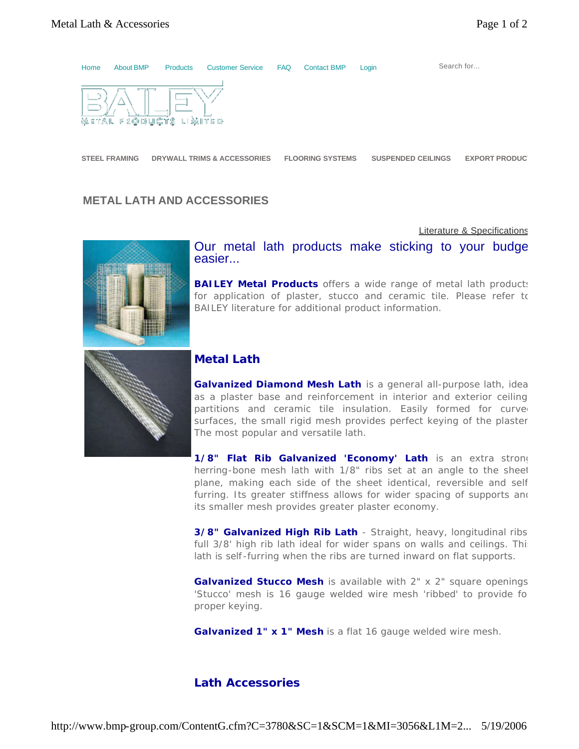Home About BMP Products Customer Service FAQ Contact BMP Login

Search for...

STEEL FRAMING DRYWALL TRIMS & ACCESSORIES FLOORING SYSTEMS SUSPENDED CEILINGS EXPORT PRODUC

## METAL LATH AND ACCESSORIES

Literature & Specifications

### Our metal lath products make sticking to your budge easier...

**BAILEY Metal Products** offers a wide range of metal lath product for application of plaster, stucco and ceramic tile. Please refer to BAILEY literature for additional product information.

## Metal Lath

**Galvanized Diamond Mesh Lath** is a general all-purpose lath, idea as a plaster base and reinforcement in interior and exterior ceiling partitions and ceramic tile insulation. Easily formed for curve surfaces, the small rigid mesh provides perfect keying of the plaster The most popular and versatile lath.

**1/8" Flat Rib Galvanized 'Economy' Lath** is an extra strong herring-bone mesh lath with 1/8" ribs set at an angle to the sheet plane, making each side of the sheet identical, reversible and self furring. Its greater stiffness allows for wider spacing of supports and its smaller mesh provides greater plaster economy.

**3/8" Galvanized High Rib Lath** - Straight, heavy, longitudinal ribs full 3/8' high rib lath ideal for wider spans on walls and ceilings. This lath is self-furring when the ribs are turned inward on flat supports.

**Galvanized Stucco Mesh** is available with 2" x 2" square openings 'Stucco' mesh is 16 gauge welded wire mesh 'ribbed' to provide fo proper keying.

**Galvanized 1" x 1" Mesh** is a flat 16 gauge welded wire mesh.

## Lath Accessories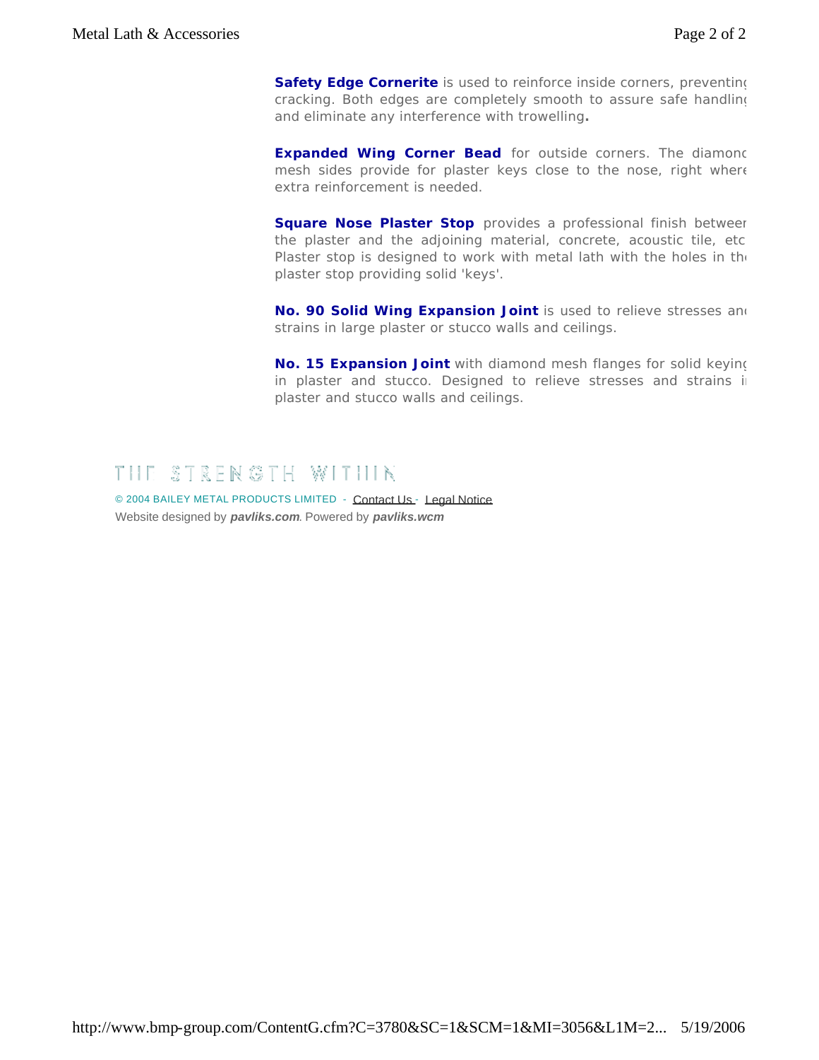**Safety Edge Cornerite** is used to reinforce inside corners, preventing cracking. Both edges are completely smooth to assure safe handling and eliminate any interference with trowelling**.**

**Expanded Wing Corner Bead** for outside corners. The diamond mesh sides provide for plaster keys close to the nose, right where extra reinforcement is needed.

**Square Nose Plaster Stop** provides a professional finish between the plaster and the adjoining material, concrete, acoustic tile, etc. Plaster stop is designed to work with metal lath with the holes in the plaster stop providing solid 'keys'.

**No. 90 Solid Wing Expansion Joint** is used to relieve stresses and strains in large plaster or stucco walls and ceilings.

**No. 15 Expansion Joint** with diamond mesh flanges for solid keying in plaster and stucco. Designed to relieve stresses and strains in plaster and stucco walls and ceilings.

THE STRENGTH WITHIN

© 2004 BAILEY METAL PRODUCTS LIMITED - Contact Us - Legal Notice

Website designed by ***pavliks.com***. Powered by ***pavliks.wcm***